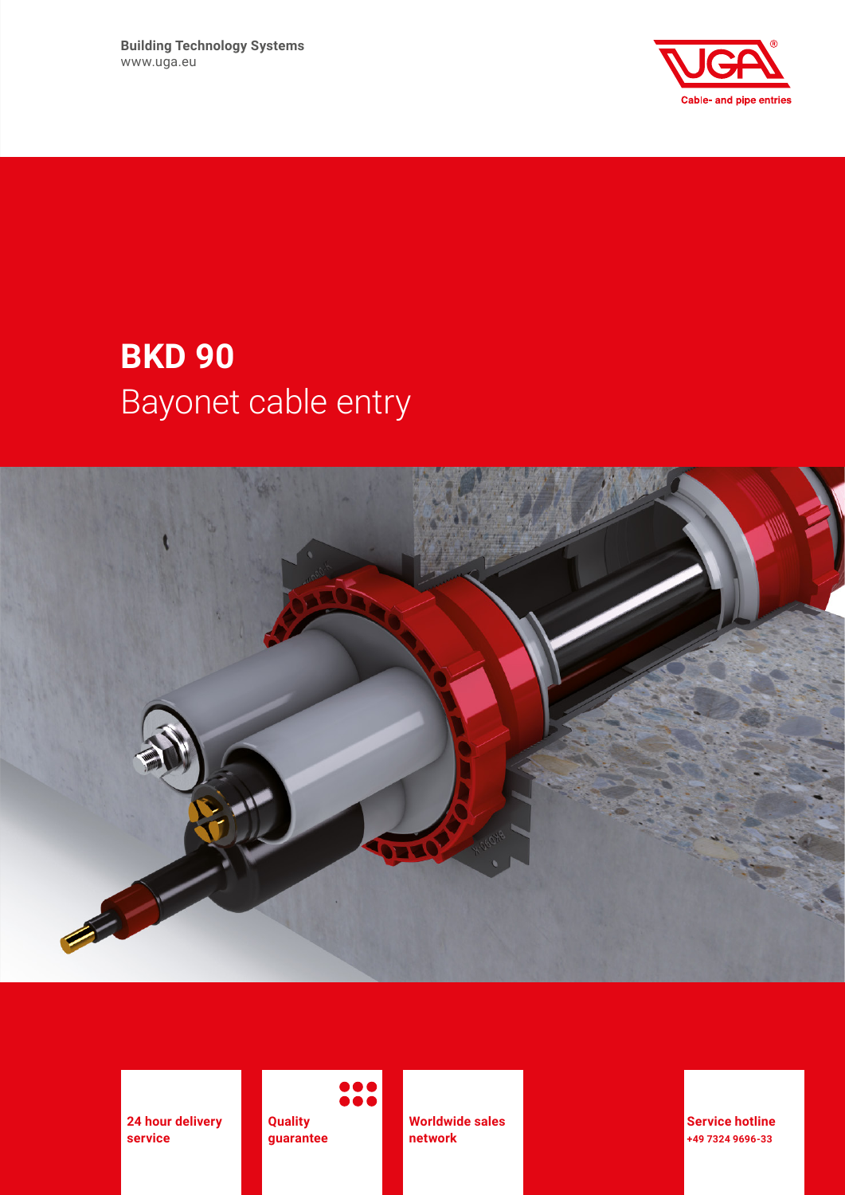Building Technology Systems
www.uga.eu

Cable- and pipe entries

# BKD 90
## Bayonet cable entry

**24 hour delivery service**

**Quality guarantee**

**Worldwide sales network**

**Service hotline**
**+49 7324 9696-33**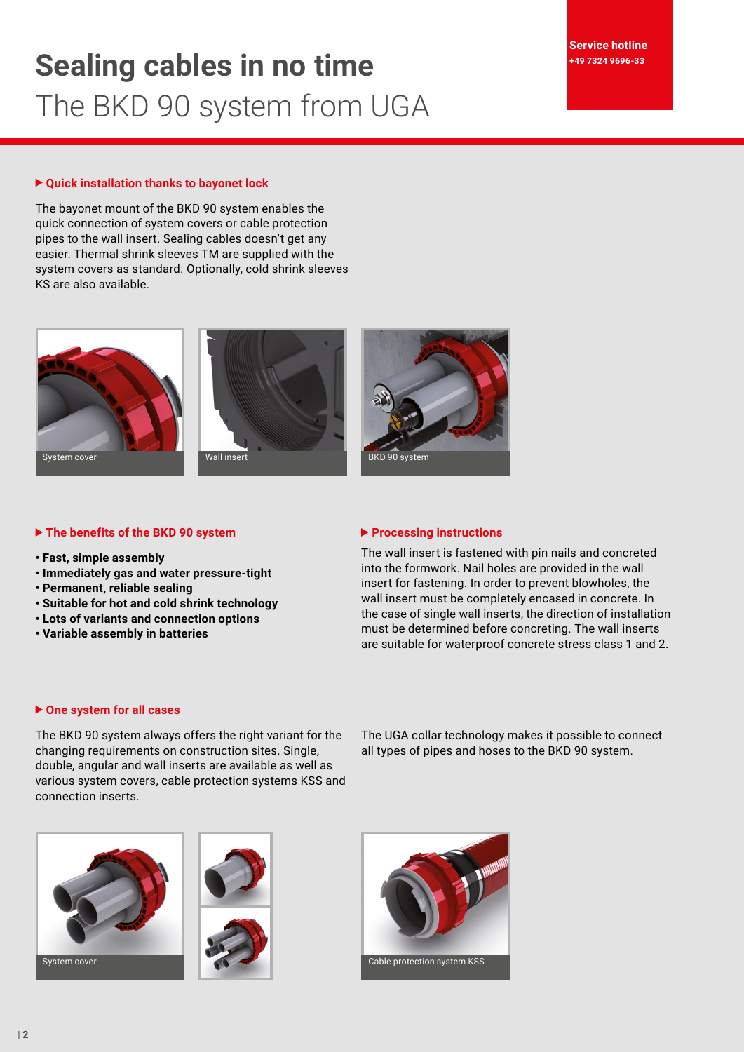# Sealing cables in no time

## The BKD 90 system from UGA

**Service hotline**
**+49 7324 9696-33**

### ▶ Quick installation thanks to bayonet lock

The bayonet mount of the BKD 90 system enables the quick connection of system covers or cable protection pipes to the wall insert. Sealing cables doesn't get any easier. Thermal shrink sleeves TM are supplied with the system covers as standard. Optionally, cold shrink sleeves KS are also available.

System cover

Wall insert

BKD 90 system

### ▶ The benefits of the BKD 90 system

- **Fast, simple assembly**
- **Immediately gas and water pressure-tight**
- **Permanent, reliable sealing**
- **Suitable for hot and cold shrink technology**
- **Lots of variants and connection options**
- **Variable assembly in batteries**

### ▶ Processing instructions

The wall insert is fastened with pin nails and concreted into the formwork. Nail holes are provided in the wall insert for fastening. In order to prevent blowholes, the wall insert must be completely encased in concrete. In the case of single wall inserts, the direction of installation must be determined before concreting. The wall inserts are suitable for waterproof concrete stress class 1 and 2.

### ▶ One system for all cases

The BKD 90 system always offers the right variant for the changing requirements on construction sites. Single, double, angular and wall inserts are available as well as various system covers, cable protection systems KSS and connection inserts.

The UGA collar technology makes it possible to connect all types of pipes and hoses to the BKD 90 system.

System cover

Cable protection system KSS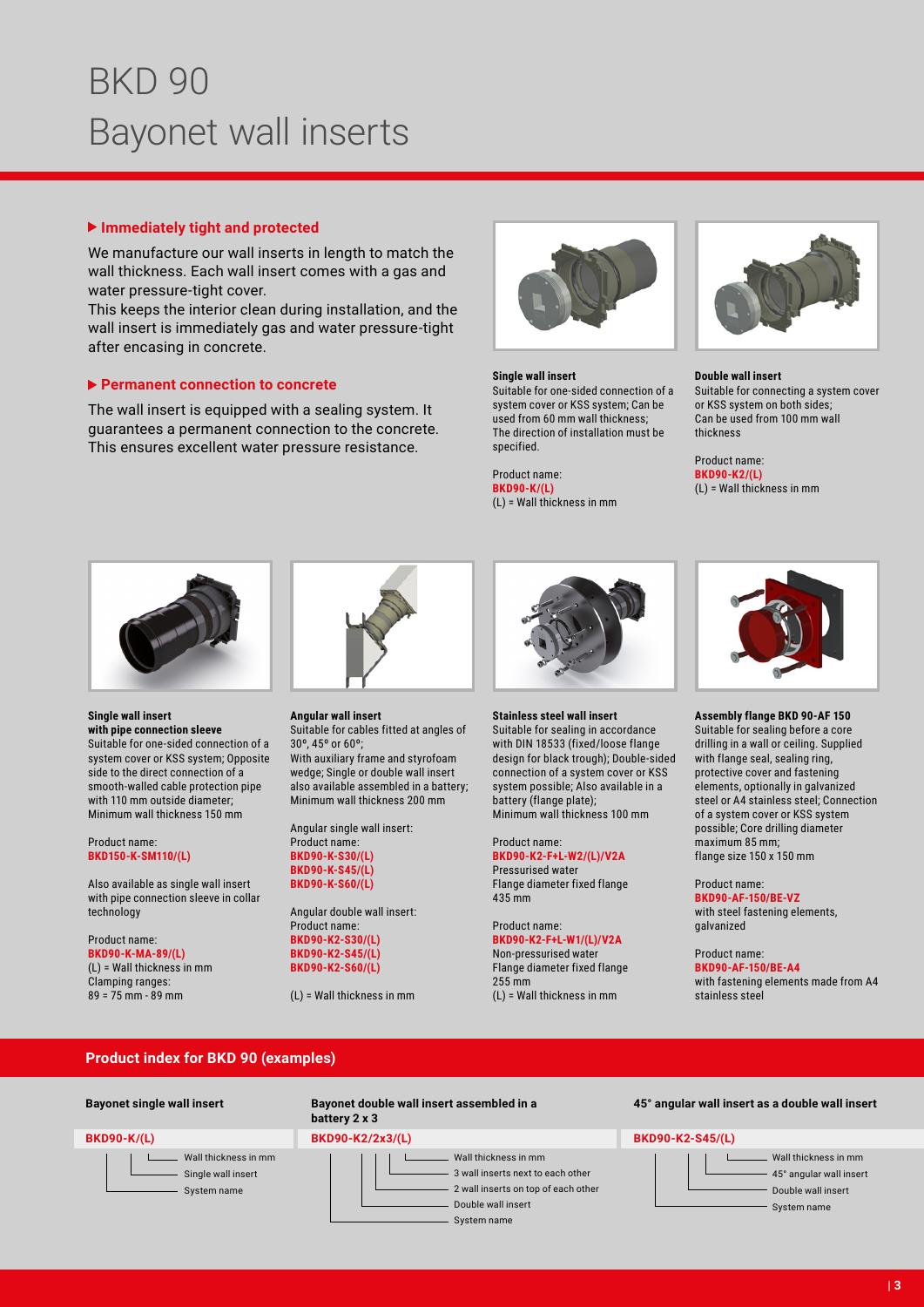# BKD 90
# Bayonet wall inserts

### ▶ Immediately tight and protected

We manufacture our wall inserts in length to match the wall thickness. Each wall insert comes with a gas and water pressure-tight cover.
This keeps the interior clean during installation, and the wall insert is immediately gas and water pressure-tight after encasing in concrete.

### ▶ Permanent connection to concrete

The wall insert is equipped with a sealing system. It guarantees a permanent connection to the concrete. This ensures excellent water pressure resistance.

**Single wall insert**
Suitable for one-sided connection of a system cover or KSS system; Can be used from 60 mm wall thickness; The direction of installation must be specified.

Product name:
**BKD90-K/(L)**
(L) = Wall thickness in mm

**Double wall insert**
Suitable for connecting a system cover or KSS system on both sides; Can be used from 100 mm wall thickness

Product name:
**BKD90-K2/(L)**
(L) = Wall thickness in mm

**Single wall insert with pipe connection sleeve**
Suitable for one-sided connection of a system cover or KSS system; Opposite side to the direct connection of a smooth-walled cable protection pipe with 110 mm outside diameter; Minimum wall thickness 150 mm

Product name:
**BKD150-K-SM110/(L)**

Also available as single wall insert with pipe connection sleeve in collar technology

Product name:
**BKD90-K-MA-89/(L)**
(L) = Wall thickness in mm
Clamping ranges:
89 = 75 mm - 89 mm

**Angular wall insert**
Suitable for cables fitted at angles of 30°, 45° or 60°;
With auxiliary frame and styrofoam wedge; Single or double wall insert also available assembled in a battery; Minimum wall thickness 200 mm

Angular single wall insert:
Product name:
**BKD90-K-S30/(L)**
**BKD90-K-S45/(L)**
**BKD90-K-S60/(L)**

Angular double wall insert:
Product name:
**BKD90-K2-S30/(L)**
**BKD90-K2-S45/(L)**
**BKD90-K2-S60/(L)**

(L) = Wall thickness in mm

**Stainless steel wall insert**
Suitable for sealing in accordance with DIN 18533 (fixed/loose flange design for black trough); Double-sided connection of a system cover or KSS system possible; Also available in a battery (flange plate);
Minimum wall thickness 100 mm

Product name:
**BKD90-K2-F+L-W2/(L)/V2A**
Pressurised water
Flange diameter fixed flange 435 mm

Product name:
**BKD90-K2-F+L-W1/(L)/V2A**
Non-pressurised water
Flange diameter fixed flange 255 mm
(L) = Wall thickness in mm

**Assembly flange BKD 90-AF 150**
Suitable for sealing before a core drilling in a wall or ceiling. Supplied with flange seal, sealing ring, protective cover and fastening elements, optionally in galvanized steel or A4 stainless steel; Connection of a system cover or KSS system possible; Core drilling diameter maximum 85 mm;
flange size 150 x 150 mm

Product name:
**BKD90-AF-150/BE-VZ**
with steel fastening elements, galvanized

Product name:
**BKD90-AF-150/BE-A4**
with fastening elements made from A4 stainless steel

## Product index for BKD 90 (examples)

**Bayonet single wall insert**

**BKD90-K/(L)**
- Wall thickness in mm
- Single wall insert
- System name

**Bayonet double wall insert assembled in a battery 2 x 3**

**BKD90-K2/2x3/(L)**
- Wall thickness in mm
- 3 wall inserts next to each other
- 2 wall inserts on top of each other
- Double wall insert
- System name

**45° angular wall insert as a double wall insert**

**BKD90-K2-S45/(L)**
- Wall thickness in mm
- 45° angular wall insert
- Double wall insert
- System name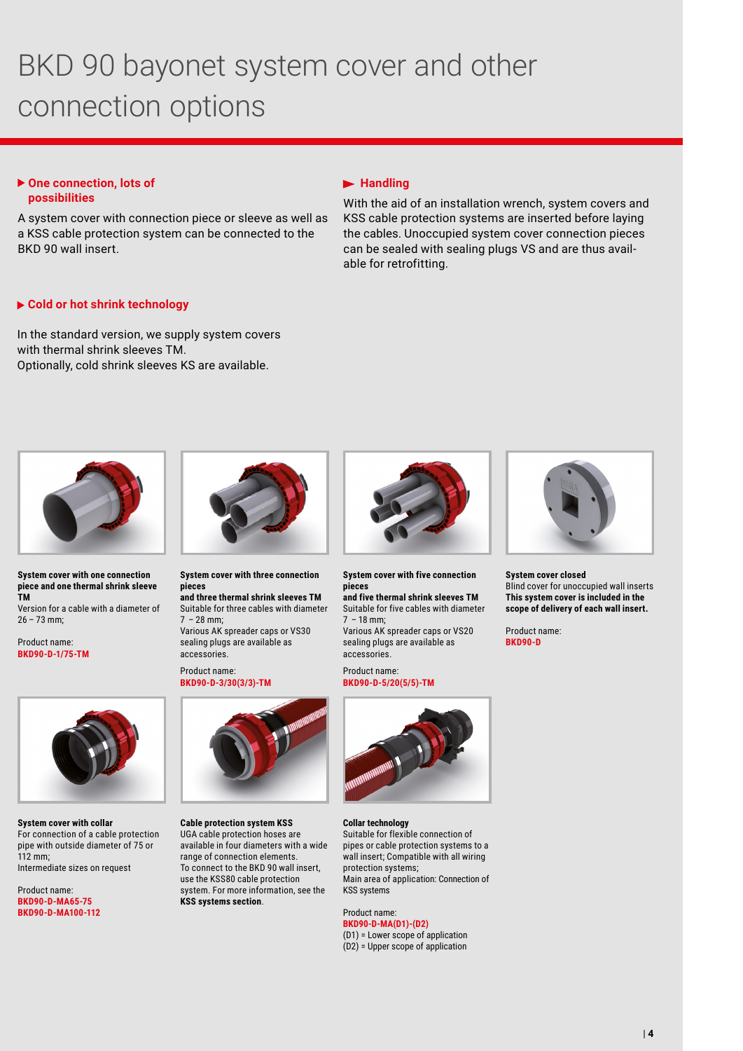# BKD 90 bayonet system cover and other connection options

### ▶ One connection, lots of possibilities

A system cover with connection piece or sleeve as well as a KSS cable protection system can be connected to the BKD 90 wall insert.

### ▶ Handling

With the aid of an installation wrench, system covers and KSS cable protection systems are inserted before laying the cables. Unoccupied system cover connection pieces can be sealed with sealing plugs VS and are thus available for retrofitting.

### ▶ Cold or hot shrink technology

In the standard version, we supply system covers with thermal shrink sleeves TM.
Optionally, cold shrink sleeves KS are available.

**System cover with one connection piece and one thermal shrink sleeve TM**
Version for a cable with a diameter of 26 – 73 mm;

Product name:
**BKD90-D-1/75-TM**

**System cover with three connection pieces and three thermal shrink sleeves TM**
Suitable for three cables with diameter 7 – 28 mm;
Various AK spreader caps or VS30 sealing plugs are available as accessories.

Product name:
**BKD90-D-3/30(3/3)-TM**

**System cover with five connection pieces and five thermal shrink sleeves TM**
Suitable for five cables with diameter 7 – 18 mm;
Various AK spreader caps or VS20 sealing plugs are available as accessories.

Product name:
**BKD90-D-5/20(5/5)-TM**

**System cover closed**
Blind cover for unoccupied wall inserts
**This system cover is included in the scope of delivery of each wall insert.**

Product name:
**BKD90-D**

**System cover with collar**
For connection of a cable protection pipe with outside diameter of 75 or 112 mm;
Intermediate sizes on request

Product name:
**BKD90-D-MA65-75**
**BKD90-D-MA100-112**

**Cable protection system KSS**
UGA cable protection hoses are available in four diameters with a wide range of connection elements.
To connect to the BKD 90 wall insert, use the KSS80 cable protection system. For more information, see the **KSS systems section**.

**Collar technology**
Suitable for flexible connection of pipes or cable protection systems to a wall insert; Compatible with all wiring protection systems;
Main area of application: Connection of KSS systems

Product name:
**BKD90-D-MA(D1)-(D2)**
(D1) = Lower scope of application
(D2) = Upper scope of application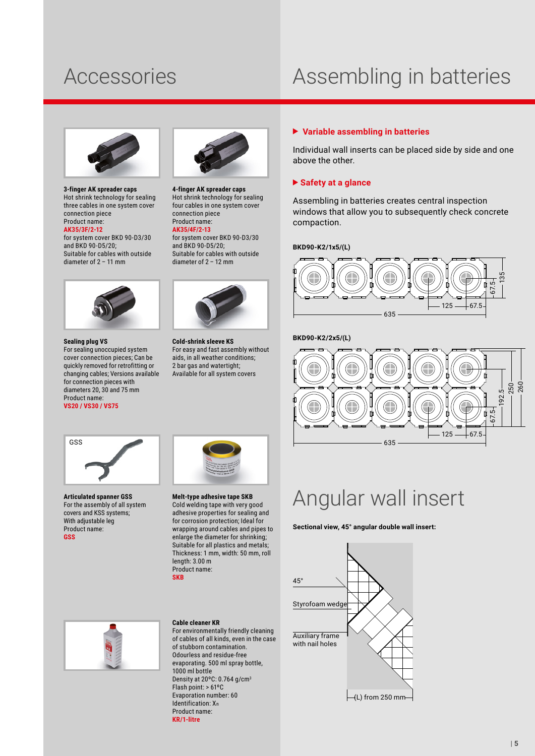# Accessories

**3-finger AK spreader caps**
Hot shrink technology for sealing three cables in one system cover connection piece
Product name:
**AK35/3F/2-12**
for system cover BKD 90-D3/30 and BKD 90-D5/20;
Suitable for cables with outside diameter of 2 – 11 mm

**4-finger AK spreader caps**
Hot shrink technology for sealing four cables in one system cover connection piece
Product name:
**AK35/4F/2-13**
for system cover BKD 90-D3/30 and BKD 90-D5/20;
Suitable for cables with outside diameter of 2 – 12 mm

**Sealing plug VS**
For sealing unoccupied system cover connection pieces; Can be quickly removed for retrofitting or changing cables; Versions available for connection pieces with diameters 20, 30 and 75 mm
Product name:
**VS20 / VS30 / VS75**

**Cold-shrink sleeve KS**
For easy and fast assembly without aids, in all weather conditions;
2 bar gas and watertight;
Available for all system covers

**Articulated spanner GSS**
For the assembly of all system covers and KSS systems;
With adjustable leg
Product name:
**GSS**

**Melt-type adhesive tape SKB**
Cold welding tape with very good adhesive properties for sealing and for corrosion protection; Ideal for wrapping around cables and pipes to enlarge the diameter for shrinking;
Suitable for all plastics and metals;
Thickness: 1 mm, width: 50 mm, roll length: 3.00 m
Product name:
**SKB**

**Cable cleaner KR**
For environmentally friendly cleaning of cables of all kinds, even in the case of stubborn contamination.
Odourless and residue-free evaporating. 500 ml spray bottle, 1000 ml bottle
Density at 20°C: 0.764 g/cm³
Flash point: > 61°C
Evaporation number: 60
Identification: Xn
Product name:
**KR/1-litre**

# Assembling in batteries

**▶ Variable assembling in batteries**

Individual wall inserts can be placed side by side and one above the other.

**▶ Safety at a glance**

Assembling in batteries creates central inspection windows that allow you to subsequently check concrete compaction.

**BKD90-K2/1x5/(L)**

635 — 125 — 67.5 — 67.5 — 135

**BKD90-K2/2x5/(L)**

635 — 125 — 67.5 — 67.5 — 192.5 — 250 — 260

# Angular wall insert

**Sectional view, 45° angular double wall insert:**

45°
Styrofoam wedge
Auxiliary frame with nail holes
(L) from 250 mm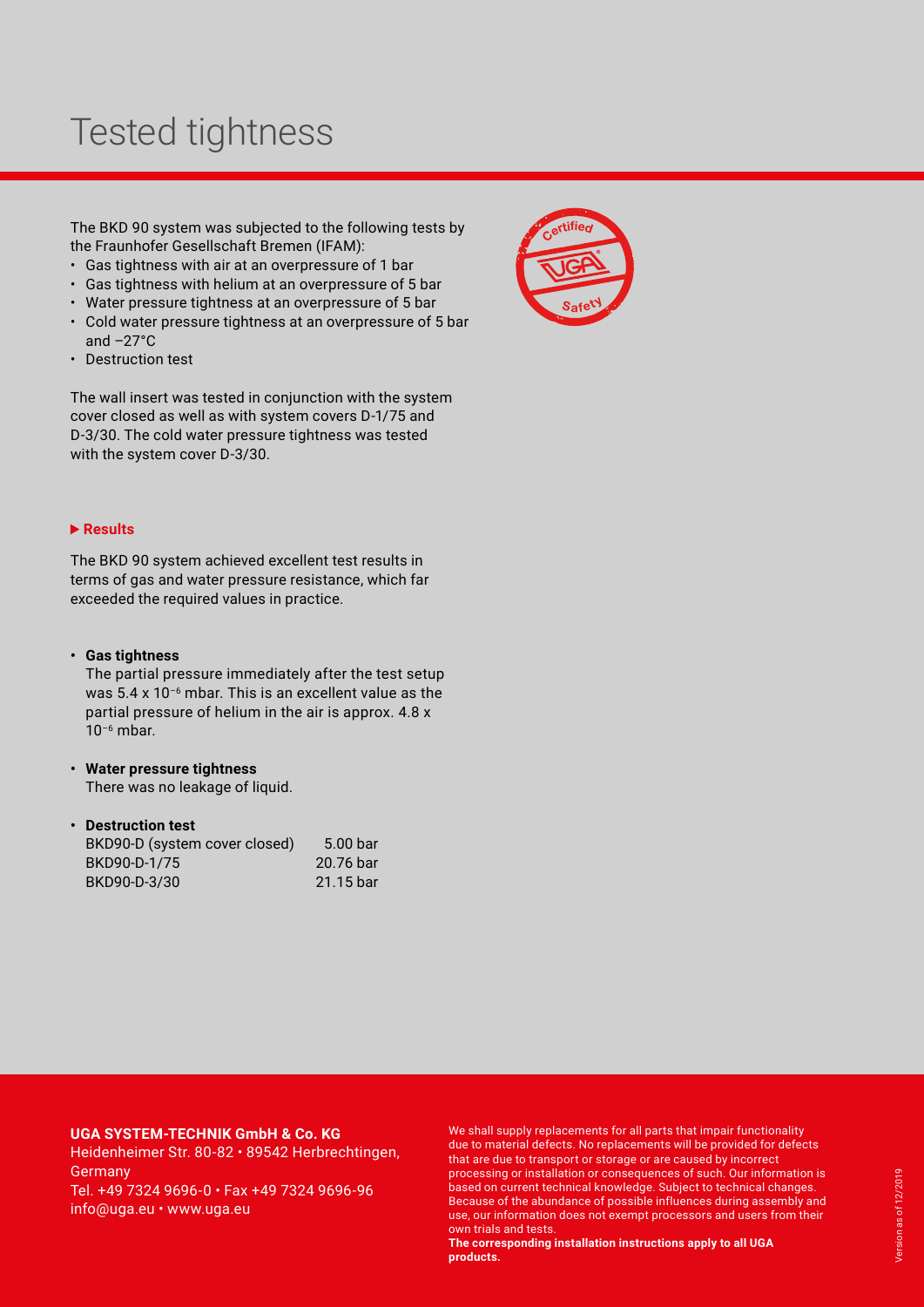# Tested tightness

The BKD 90 system was subjected to the following tests by the Fraunhofer Gesellschaft Bremen (IFAM):

- Gas tightness with air at an overpressure of 1 bar
- Gas tightness with helium at an overpressure of 5 bar
- Water pressure tightness at an overpressure of 5 bar
- Cold water pressure tightness at an overpressure of 5 bar and –27°C
- Destruction test

The wall insert was tested in conjunction with the system cover closed as well as with system covers D-1/75 and D-3/30. The cold water pressure tightness was tested with the system cover D-3/30.

**▶ Results**

The BKD 90 system achieved excellent test results in terms of gas and water pressure resistance, which far exceeded the required values in practice.

- **Gas tightness**
  The partial pressure immediately after the test setup was $5.4 \times 10^{-6}$ mbar. This is an excellent value as the partial pressure of helium in the air is approx. $4.8 \times 10^{-6}$ mbar.

- **Water pressure tightness**
  There was no leakage of liquid.

- **Destruction test**

| | |
|---|---|
| BKD90-D (system cover closed) | 5.00 bar |
| BKD90-D-1/75 | 20.76 bar |
| BKD90-D-3/30 | 21.15 bar |

**UGA SYSTEM-TECHNIK GmbH & Co. KG**
Heidenheimer Str. 80-82 • 89542 Herbrechtingen, Germany
Tel. +49 7324 9696-0 • Fax +49 7324 9696-96
info@uga.eu • www.uga.eu

We shall supply replacements for all parts that impair functionality due to material defects. No replacements will be provided for defects that are due to transport or storage or are caused by incorrect processing or installation or consequences of such. Our information is based on current technical knowledge. Subject to technical changes. Because of the abundance of possible influences during assembly and use, our information does not exempt processors and users from their own trials and tests.
**The corresponding installation instructions apply to all UGA products.**

Version as of 12/2019